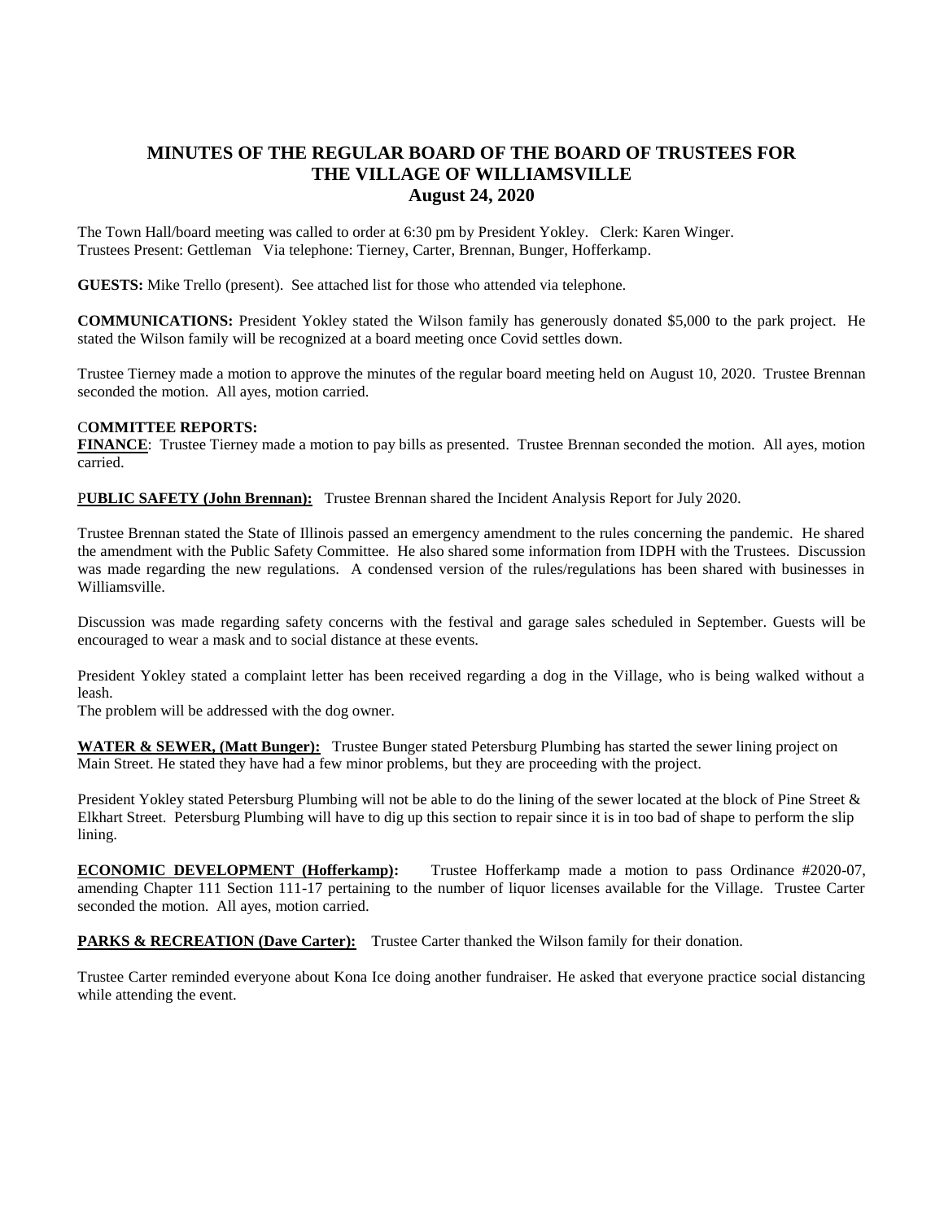# MINUTES OF THE REGULAR BOARD OF THE BOARD OF TRUSTEES FOR THE VILLAGE OF WILLIAMSVILLE
## August 24, 2020

The Town Hall/board meeting was called to order at 6:30 pm by President Yokley. Clerk: Karen Winger.
Trustees Present: Gettleman Via telephone: Tierney, Carter, Brennan, Bunger, Hofferkamp.

**GUESTS:** Mike Trello (present). See attached list for those who attended via telephone.

**COMMUNICATIONS:** President Yokley stated the Wilson family has generously donated $5,000 to the park project. He stated the Wilson family will be recognized at a board meeting once Covid settles down.

Trustee Tierney made a motion to approve the minutes of the regular board meeting held on August 10, 2020. Trustee Brennan seconded the motion. All ayes, motion carried.

**COMMITTEE REPORTS:**

**FINANCE**: Trustee Tierney made a motion to pay bills as presented. Trustee Brennan seconded the motion. All ayes, motion carried.

**PUBLIC SAFETY (John Brennan):** Trustee Brennan shared the Incident Analysis Report for July 2020.

Trustee Brennan stated the State of Illinois passed an emergency amendment to the rules concerning the pandemic. He shared the amendment with the Public Safety Committee. He also shared some information from IDPH with the Trustees. Discussion was made regarding the new regulations. A condensed version of the rules/regulations has been shared with businesses in Williamsville.

Discussion was made regarding safety concerns with the festival and garage sales scheduled in September. Guests will be encouraged to wear a mask and to social distance at these events.

President Yokley stated a complaint letter has been received regarding a dog in the Village, who is being walked without a leash.
The problem will be addressed with the dog owner.

**WATER & SEWER, (Matt Bunger):** Trustee Bunger stated Petersburg Plumbing has started the sewer lining project on Main Street. He stated they have had a few minor problems, but they are proceeding with the project.

President Yokley stated Petersburg Plumbing will not be able to do the lining of the sewer located at the block of Pine Street & Elkhart Street. Petersburg Plumbing will have to dig up this section to repair since it is in too bad of shape to perform the slip lining.

**ECONOMIC DEVELOPMENT (Hofferkamp):** Trustee Hofferkamp made a motion to pass Ordinance #2020-07, amending Chapter 111 Section 111-17 pertaining to the number of liquor licenses available for the Village. Trustee Carter seconded the motion. All ayes, motion carried.

**PARKS & RECREATION (Dave Carter):** Trustee Carter thanked the Wilson family for their donation.

Trustee Carter reminded everyone about Kona Ice doing another fundraiser. He asked that everyone practice social distancing while attending the event.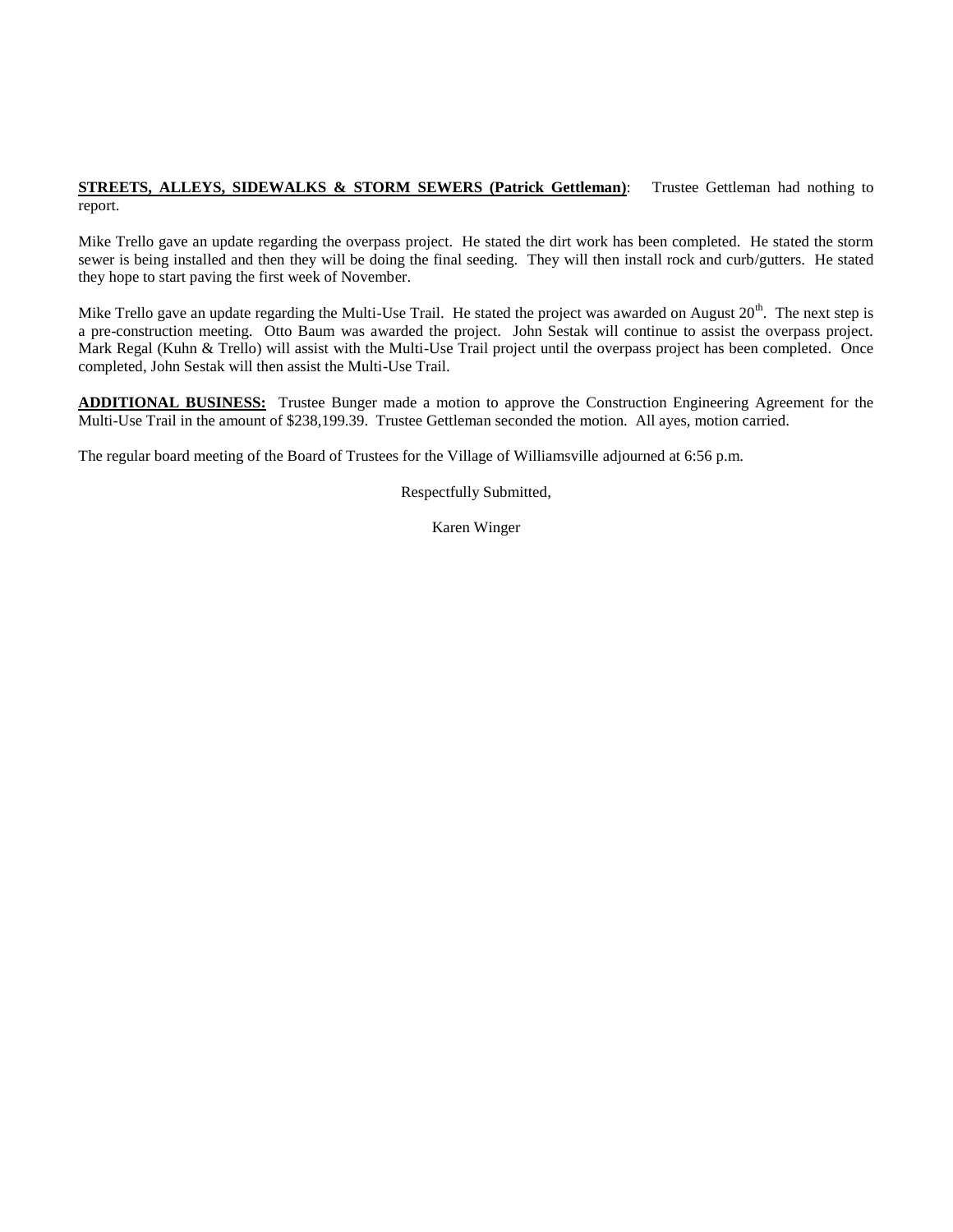**STREETS, ALLEYS, SIDEWALKS & STORM SEWERS (Patrick Gettleman)**: Trustee Gettleman had nothing to report.

Mike Trello gave an update regarding the overpass project. He stated the dirt work has been completed. He stated the storm sewer is being installed and then they will be doing the final seeding. They will then install rock and curb/gutters. He stated they hope to start paving the first week of November.

Mike Trello gave an update regarding the Multi-Use Trail. He stated the project was awarded on August 20th. The next step is a pre-construction meeting. Otto Baum was awarded the project. John Sestak will continue to assist the overpass project. Mark Regal (Kuhn & Trello) will assist with the Multi-Use Trail project until the overpass project has been completed. Once completed, John Sestak will then assist the Multi-Use Trail.

**ADDITIONAL BUSINESS:** Trustee Bunger made a motion to approve the Construction Engineering Agreement for the Multi-Use Trail in the amount of $238,199.39. Trustee Gettleman seconded the motion. All ayes, motion carried.

The regular board meeting of the Board of Trustees for the Village of Williamsville adjourned at 6:56 p.m.

Respectfully Submitted,

Karen Winger